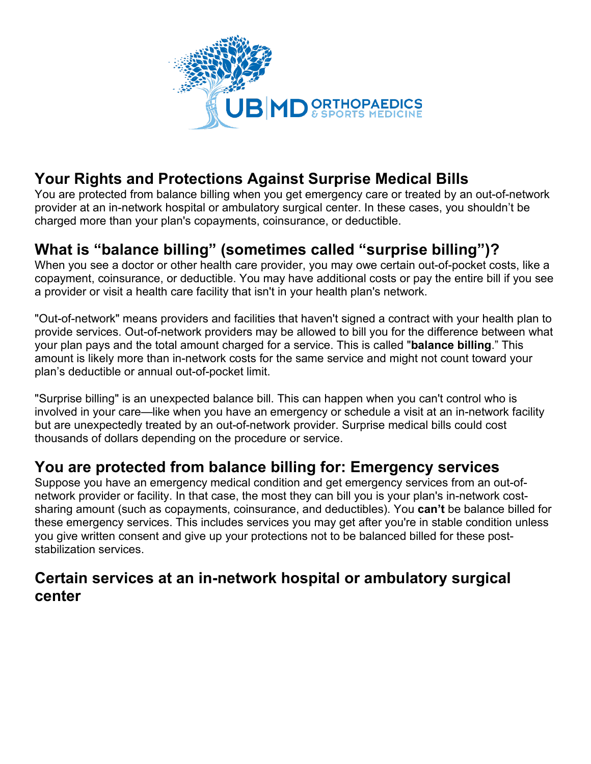## Your Rights and Protections Against Surprise Medical Bills

You are protected from balance billing when you get emergency care or treated by an out-of-network provider at an in-network hospital or ambulatory surgical center. In these cases, you shouldn't be charged more than your plan's copayments, coinsurance, or deductible.

## What is "balance billing" (sometimes called "surprise billing")?

When you see a doctor or other health care provider, you may owe certain out-of-pocket costs, like a copayment, coinsurance, or deductible. You may have additional costs or pay the entire bill if you see a provider or visit a health care facility that isn't in your health plan's network.

"Out-of-network" means providers and facilities that haven't signed a contract with your health plan to provide services. Out-of-network providers may be allowed to bill you for the difference between what your plan pays and the total amount charged for a service. This is called "**balance billing**." This amount is likely more than in-network costs for the same service and might not count toward your plan's deductible or annual out-of-pocket limit.

"Surprise billing" is an unexpected balance bill. This can happen when you can't control who is involved in your care—like when you have an emergency or schedule a visit at an in-network facility but are unexpectedly treated by an out-of-network provider. Surprise medical bills could cost thousands of dollars depending on the procedure or service.

## You are protected from balance billing for: Emergency services

Suppose you have an emergency medical condition and get emergency services from an out-of-network provider or facility. In that case, the most they can bill you is your plan's in-network cost-sharing amount (such as copayments, coinsurance, and deductibles). You **can't** be balance billed for these emergency services. This includes services you may get after you're in stable condition unless you give written consent and give up your protections not to be balanced billed for these post-stabilization services.

## Certain services at an in-network hospital or ambulatory surgical center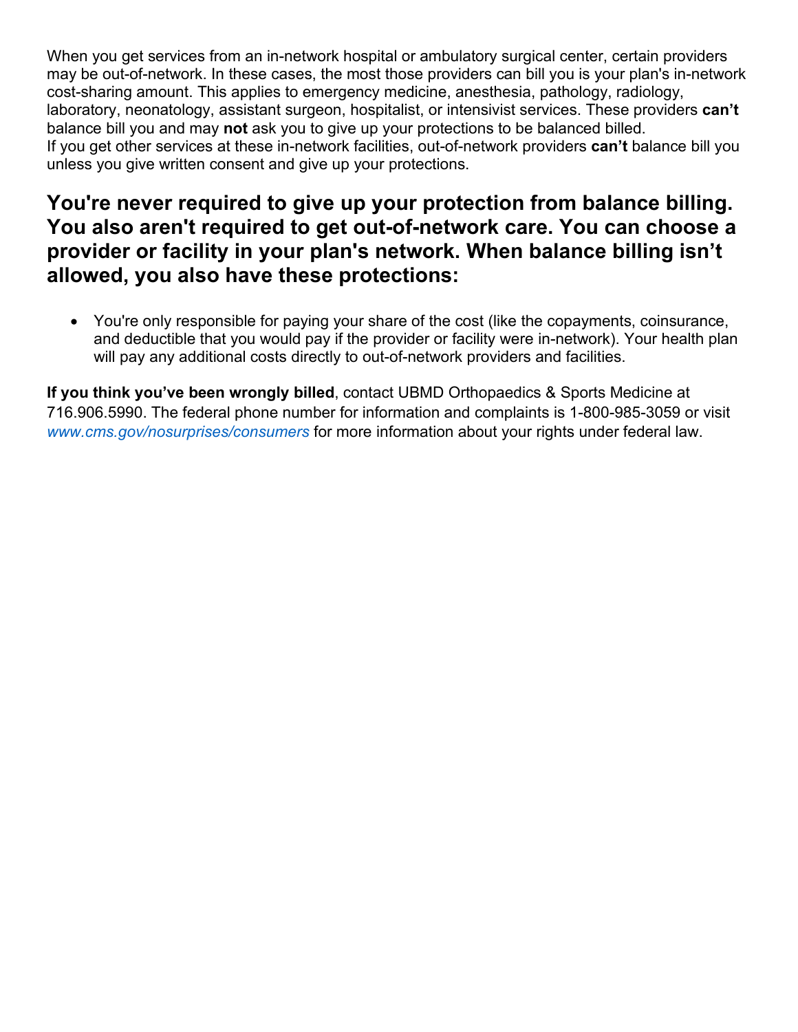When you get services from an in-network hospital or ambulatory surgical center, certain providers may be out-of-network. In these cases, the most those providers can bill you is your plan's in-network cost-sharing amount. This applies to emergency medicine, anesthesia, pathology, radiology, laboratory, neonatology, assistant surgeon, hospitalist, or intensivist services. These providers **can't** balance bill you and may **not** ask you to give up your protections to be balanced billed.
If you get other services at these in-network facilities, out-of-network providers **can't** balance bill you unless you give written consent and give up your protections.

## You're never required to give up your protection from balance billing. You also aren't required to get out-of-network care. You can choose a provider or facility in your plan's network. When balance billing isn't allowed, you also have these protections:

- You're only responsible for paying your share of the cost (like the copayments, coinsurance, and deductible that you would pay if the provider or facility were in-network). Your health plan will pay any additional costs directly to out-of-network providers and facilities.

**If you think you've been wrongly billed**, contact UBMD Orthopaedics & Sports Medicine at 716.906.5990. The federal phone number for information and complaints is 1-800-985-3059 or visit *www.cms.gov/nosurprises/consumers* for more information about your rights under federal law.